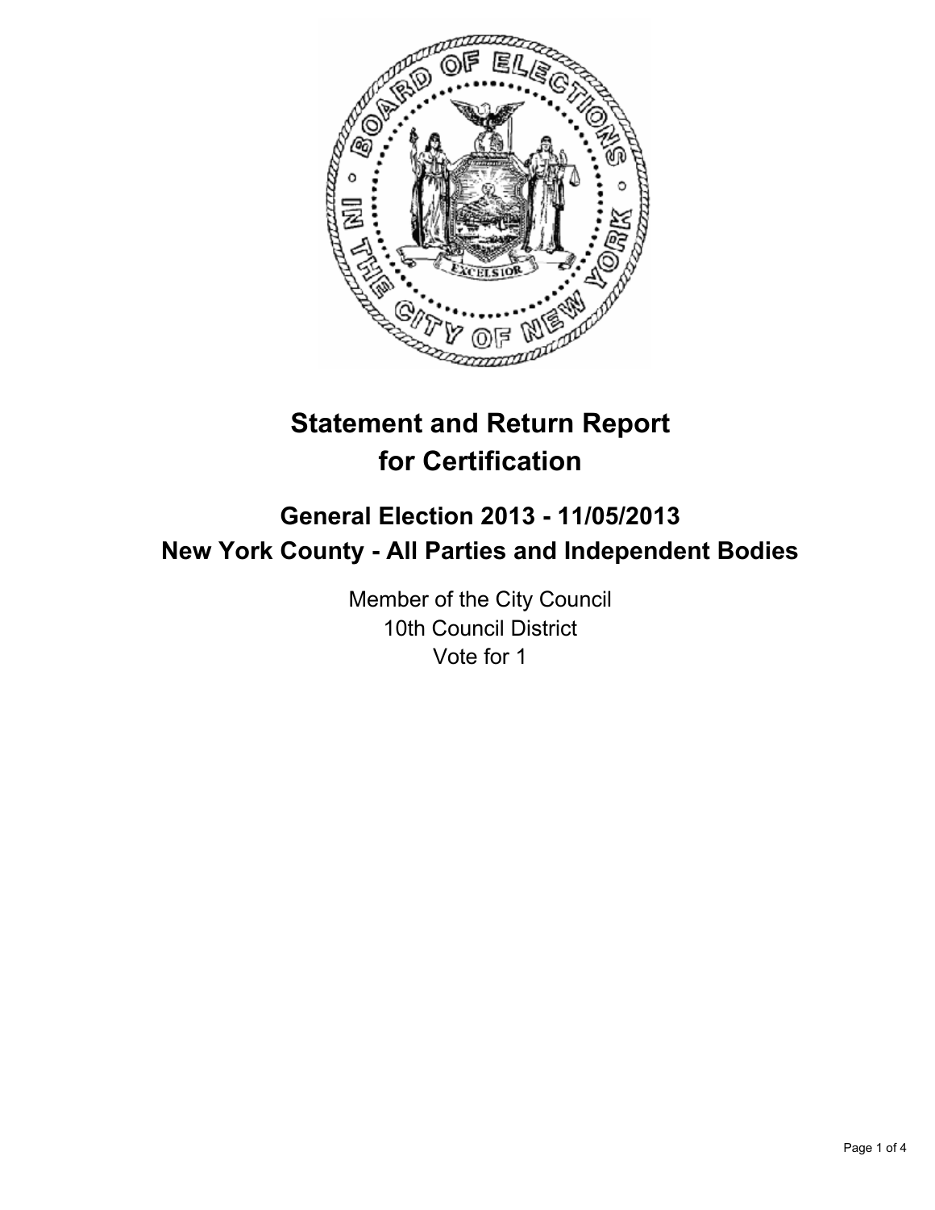# Statement and Return Report for Certification

## General Election 2013 - 11/05/2013
## New York County - All Parties and Independent Bodies

Member of the City Council
10th Council District
Vote for 1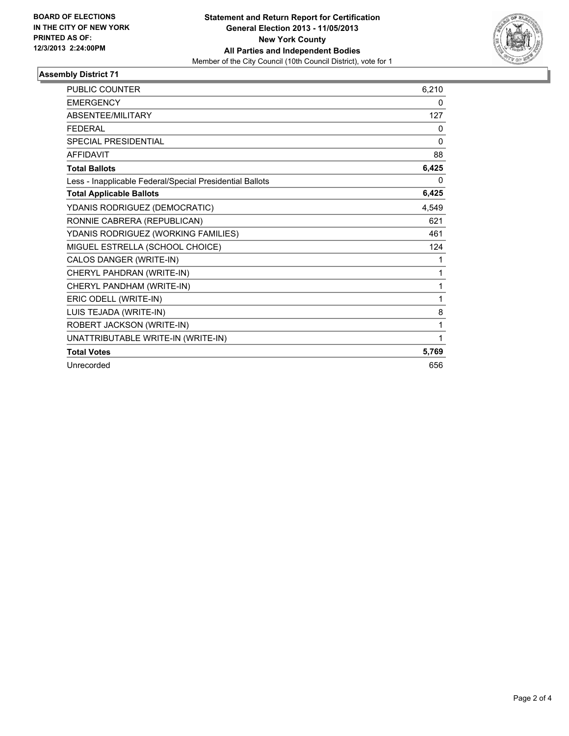**BOARD OF ELECTIONS IN THE CITY OF NEW YORK PRINTED AS OF: 12/3/2013 2:24:00PM**

**Statement and Return Report for Certification**
**General Election 2013 - 11/05/2013**
**New York County**
**All Parties and Independent Bodies**
Member of the City Council (10th Council District), vote for 1

## Assembly District 71

| | |
|---|---|
| PUBLIC COUNTER | 6,210 |
| EMERGENCY | 0 |
| ABSENTEE/MILITARY | 127 |
| FEDERAL | 0 |
| SPECIAL PRESIDENTIAL | 0 |
| AFFIDAVIT | 88 |
| **Total Ballots** | **6,425** |
| Less - Inapplicable Federal/Special Presidential Ballots | 0 |
| **Total Applicable Ballots** | **6,425** |
| YDANIS RODRIGUEZ (DEMOCRATIC) | 4,549 |
| RONNIE CABRERA (REPUBLICAN) | 621 |
| YDANIS RODRIGUEZ (WORKING FAMILIES) | 461 |
| MIGUEL ESTRELLA (SCHOOL CHOICE) | 124 |
| CALOS DANGER (WRITE-IN) | 1 |
| CHERYL PAHDRAN (WRITE-IN) | 1 |
| CHERYL PANDHAM (WRITE-IN) | 1 |
| ERIC ODELL (WRITE-IN) | 1 |
| LUIS TEJADA (WRITE-IN) | 8 |
| ROBERT JACKSON (WRITE-IN) | 1 |
| UNATTRIBUTABLE WRITE-IN (WRITE-IN) | 1 |
| **Total Votes** | **5,769** |
| Unrecorded | 656 |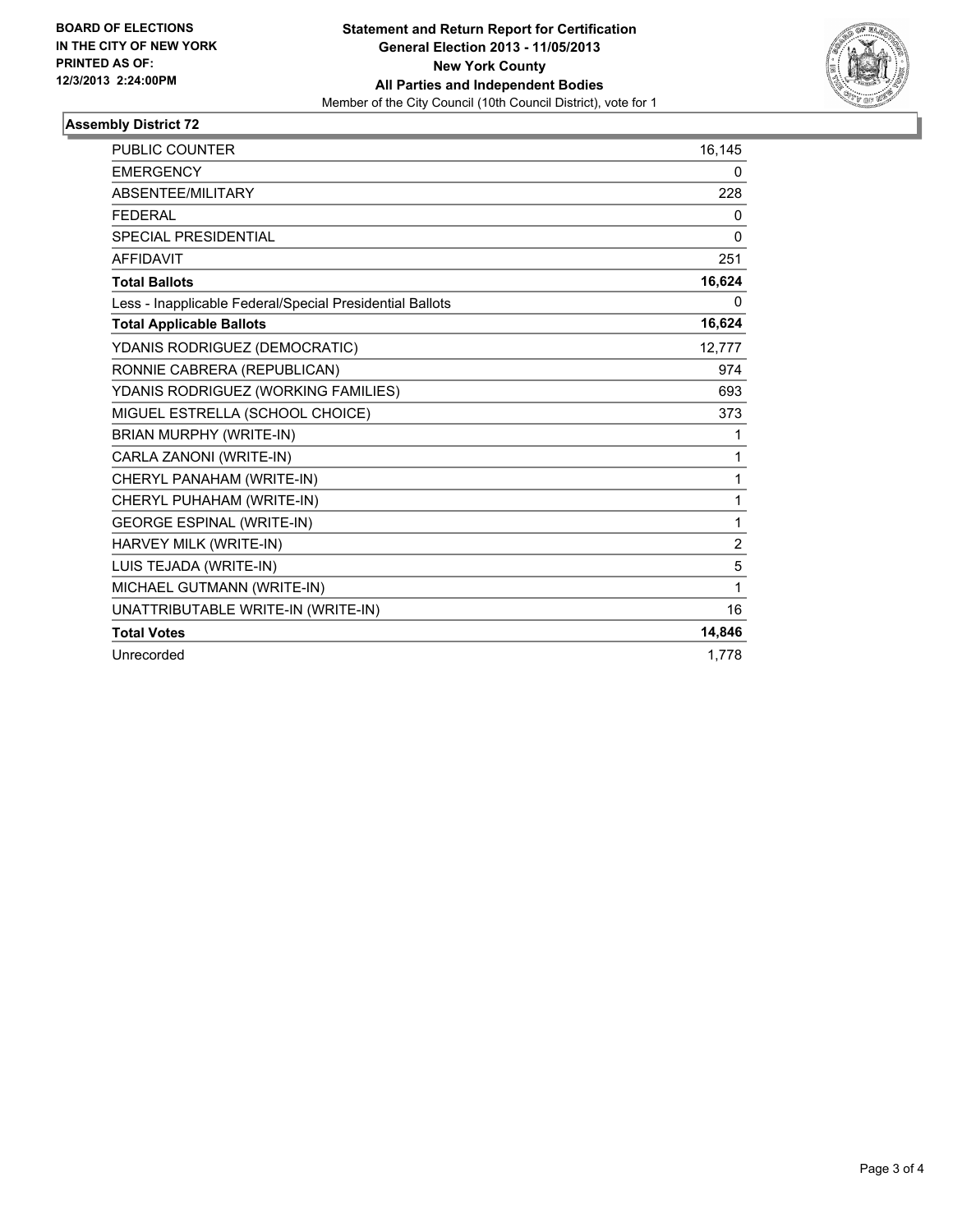**BOARD OF ELECTIONS IN THE CITY OF NEW YORK PRINTED AS OF: 12/3/2013 2:24:00PM**

**Statement and Return Report for Certification General Election 2013 - 11/05/2013 New York County All Parties and Independent Bodies**

Member of the City Council (10th Council District), vote for 1

## Assembly District 72

| | |
|---|---|
| PUBLIC COUNTER | 16,145 |
| EMERGENCY | 0 |
| ABSENTEE/MILITARY | 228 |
| FEDERAL | 0 |
| SPECIAL PRESIDENTIAL | 0 |
| AFFIDAVIT | 251 |
| **Total Ballots** | **16,624** |
| Less - Inapplicable Federal/Special Presidential Ballots | 0 |
| **Total Applicable Ballots** | **16,624** |
| YDANIS RODRIGUEZ (DEMOCRATIC) | 12,777 |
| RONNIE CABRERA (REPUBLICAN) | 974 |
| YDANIS RODRIGUEZ (WORKING FAMILIES) | 693 |
| MIGUEL ESTRELLA (SCHOOL CHOICE) | 373 |
| BRIAN MURPHY (WRITE-IN) | 1 |
| CARLA ZANONI (WRITE-IN) | 1 |
| CHERYL PANAHAM (WRITE-IN) | 1 |
| CHERYL PUHAHAM (WRITE-IN) | 1 |
| GEORGE ESPINAL (WRITE-IN) | 1 |
| HARVEY MILK (WRITE-IN) | 2 |
| LUIS TEJADA (WRITE-IN) | 5 |
| MICHAEL GUTMANN (WRITE-IN) | 1 |
| UNATTRIBUTABLE WRITE-IN (WRITE-IN) | 16 |
| **Total Votes** | **14,846** |
| Unrecorded | 1,778 |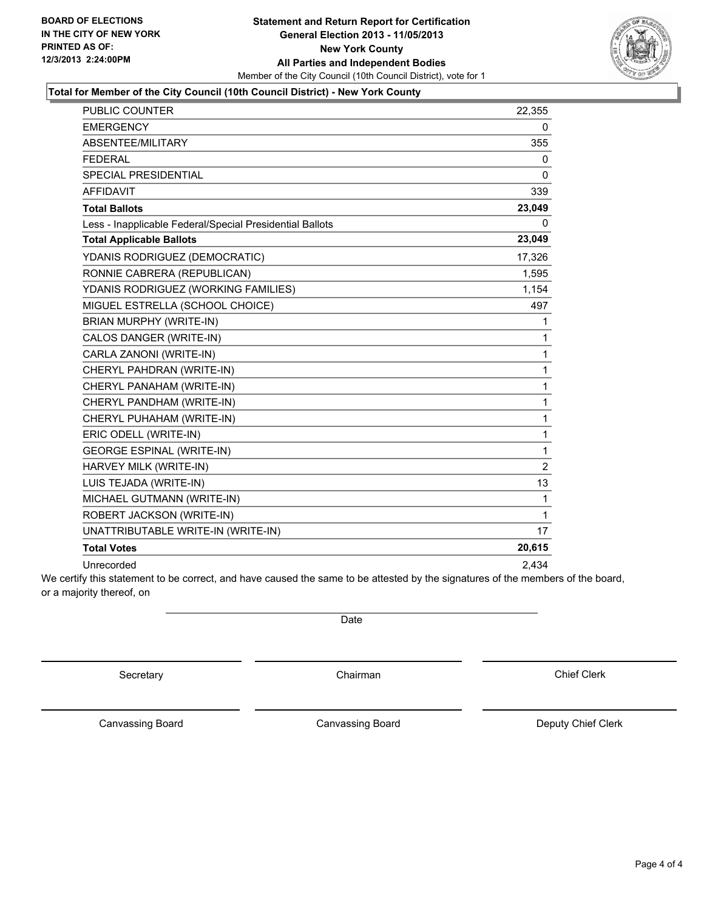**BOARD OF ELECTIONS IN THE CITY OF NEW YORK PRINTED AS OF: 12/3/2013 2:24:00PM**

**Statement and Return Report for Certification**
**General Election 2013 - 11/05/2013**
**New York County**
**All Parties and Independent Bodies**
Member of the City Council (10th Council District), vote for 1

### Total for Member of the City Council (10th Council District) - New York County

| | |
|---|---|
| PUBLIC COUNTER | 22,355 |
| EMERGENCY | 0 |
| ABSENTEE/MILITARY | 355 |
| FEDERAL | 0 |
| SPECIAL PRESIDENTIAL | 0 |
| AFFIDAVIT | 339 |
| **Total Ballots** | **23,049** |
| Less - Inapplicable Federal/Special Presidential Ballots | 0 |
| **Total Applicable Ballots** | **23,049** |
| YDANIS RODRIGUEZ (DEMOCRATIC) | 17,326 |
| RONNIE CABRERA (REPUBLICAN) | 1,595 |
| YDANIS RODRIGUEZ (WORKING FAMILIES) | 1,154 |
| MIGUEL ESTRELLA (SCHOOL CHOICE) | 497 |
| BRIAN MURPHY (WRITE-IN) | 1 |
| CALOS DANGER (WRITE-IN) | 1 |
| CARLA ZANONI (WRITE-IN) | 1 |
| CHERYL PAHDRAN (WRITE-IN) | 1 |
| CHERYL PANAHAM (WRITE-IN) | 1 |
| CHERYL PANDHAM (WRITE-IN) | 1 |
| CHERYL PUHAHAM (WRITE-IN) | 1 |
| ERIC ODELL (WRITE-IN) | 1 |
| GEORGE ESPINAL (WRITE-IN) | 1 |
| HARVEY MILK (WRITE-IN) | 2 |
| LUIS TEJADA (WRITE-IN) | 13 |
| MICHAEL GUTMANN (WRITE-IN) | 1 |
| ROBERT JACKSON (WRITE-IN) | 1 |
| UNATTRIBUTABLE WRITE-IN (WRITE-IN) | 17 |
| **Total Votes** | **20,615** |
| Unrecorded | 2,434 |

We certify this statement to be correct, and have caused the same to be attested by the signatures of the members of the board, or a majority thereof, on

Date

Secretary | Chairman | Chief Clerk

Canvassing Board | Canvassing Board | Deputy Chief Clerk